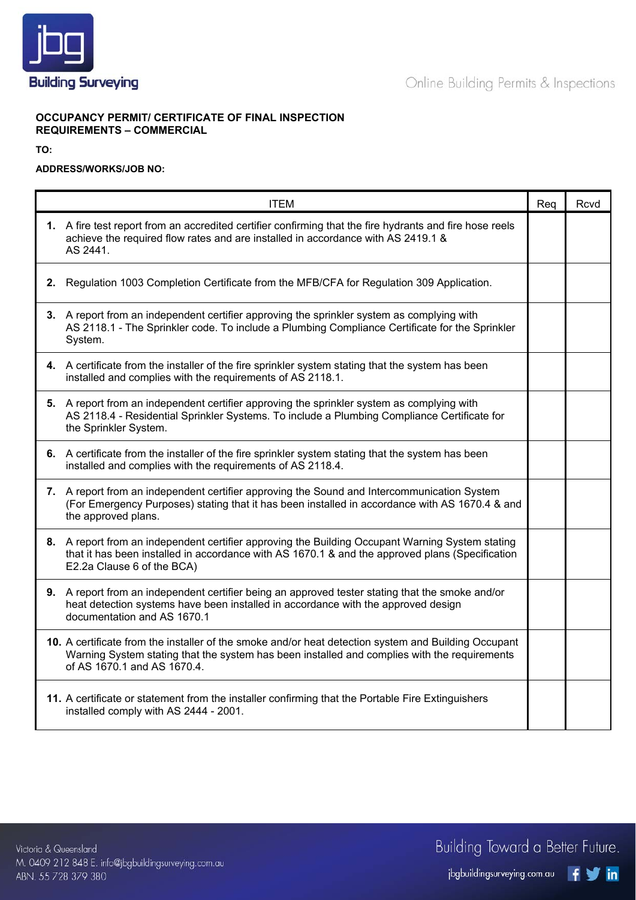**OCCUPANCY PERMIT/ CERTIFICATE OF FINAL INSPECTION REQUIREMENTS – COMMERCIAL**

**TO:**

**ADDRESS/WORKS/JOB NO:**

| ITEM | Req | Rcvd |
|---|---|---|
| **1.** A fire test report from an accredited certifier confirming that the fire hydrants and fire hose reels achieve the required flow rates and are installed in accordance with AS 2419.1 & AS 2441. | | |
| **2.** Regulation 1003 Completion Certificate from the MFB/CFA for Regulation 309 Application. | | |
| **3.** A report from an independent certifier approving the sprinkler system as complying with AS 2118.1 - The Sprinkler code. To include a Plumbing Compliance Certificate for the Sprinkler System. | | |
| **4.** A certificate from the installer of the fire sprinkler system stating that the system has been installed and complies with the requirements of AS 2118.1. | | |
| **5.** A report from an independent certifier approving the sprinkler system as complying with AS 2118.4 - Residential Sprinkler Systems. To include a Plumbing Compliance Certificate for the Sprinkler System. | | |
| **6.** A certificate from the installer of the fire sprinkler system stating that the system has been installed and complies with the requirements of AS 2118.4. | | |
| **7.** A report from an independent certifier approving the Sound and Intercommunication System (For Emergency Purposes) stating that it has been installed in accordance with AS 1670.4 & and the approved plans. | | |
| **8.** A report from an independent certifier approving the Building Occupant Warning System stating that it has been installed in accordance with AS 1670.1 & and the approved plans (Specification E2.2a Clause 6 of the BCA) | | |
| **9.** A report from an independent certifier being an approved tester stating that the smoke and/or heat detection systems have been installed in accordance with the approved design documentation and AS 1670.1 | | |
| **10.** A certificate from the installer of the smoke and/or heat detection system and Building Occupant Warning System stating that the system has been installed and complies with the requirements of AS 1670.1 and AS 1670.4. | | |
| **11.** A certificate or statement from the installer confirming that the Portable Fire Extinguishers installed comply with AS 2444 - 2001. | | |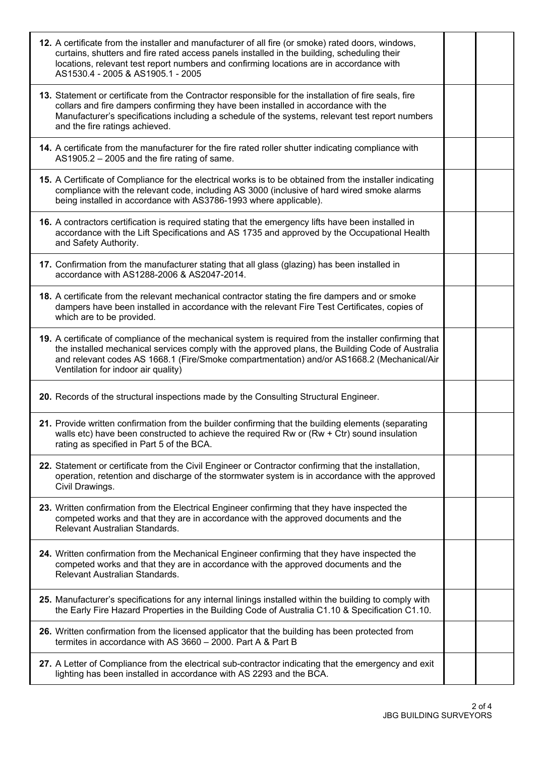| | | |
|---|---|---|
| **12.** A certificate from the installer and manufacturer of all fire (or smoke) rated doors, windows, curtains, shutters and fire rated access panels installed in the building, scheduling their locations, relevant test report numbers and confirming locations are in accordance with AS1530.4 - 2005 & AS1905.1 - 2005 | | |
| **13.** Statement or certificate from the Contractor responsible for the installation of fire seals, fire collars and fire dampers confirming they have been installed in accordance with the Manufacturer's specifications including a schedule of the systems, relevant test report numbers and the fire ratings achieved. | | |
| **14.** A certificate from the manufacturer for the fire rated roller shutter indicating compliance with AS1905.2 – 2005 and the fire rating of same. | | |
| **15.** A Certificate of Compliance for the electrical works is to be obtained from the installer indicating compliance with the relevant code, including AS 3000 (inclusive of hard wired smoke alarms being installed in accordance with AS3786-1993 where applicable). | | |
| **16.** A contractors certification is required stating that the emergency lifts have been installed in accordance with the Lift Specifications and AS 1735 and approved by the Occupational Health and Safety Authority. | | |
| **17.** Confirmation from the manufacturer stating that all glass (glazing) has been installed in accordance with AS1288-2006 & AS2047-2014. | | |
| **18.** A certificate from the relevant mechanical contractor stating the fire dampers and or smoke dampers have been installed in accordance with the relevant Fire Test Certificates, copies of which are to be provided. | | |
| **19.** A certificate of compliance of the mechanical system is required from the installer confirming that the installed mechanical services comply with the approved plans, the Building Code of Australia and relevant codes AS 1668.1 (Fire/Smoke compartmentation) and/or AS1668.2 (Mechanical/Air Ventilation for indoor air quality) | | |
| **20.** Records of the structural inspections made by the Consulting Structural Engineer. | | |
| **21.** Provide written confirmation from the builder confirming that the building elements (separating walls etc) have been constructed to achieve the required Rw or (Rw + Ctr) sound insulation rating as specified in Part 5 of the BCA. | | |
| **22.** Statement or certificate from the Civil Engineer or Contractor confirming that the installation, operation, retention and discharge of the stormwater system is in accordance with the approved Civil Drawings. | | |
| **23.** Written confirmation from the Electrical Engineer confirming that they have inspected the competed works and that they are in accordance with the approved documents and the Relevant Australian Standards. | | |
| **24.** Written confirmation from the Mechanical Engineer confirming that they have inspected the competed works and that they are in accordance with the approved documents and the Relevant Australian Standards. | | |
| **25.** Manufacturer's specifications for any internal linings installed within the building to comply with the Early Fire Hazard Properties in the Building Code of Australia C1.10 & Specification C1.10. | | |
| **26.** Written confirmation from the licensed applicator that the building has been protected from termites in accordance with AS 3660 – 2000. Part A & Part B | | |
| **27.** A Letter of Compliance from the electrical sub-contractor indicating that the emergency and exit lighting has been installed in accordance with AS 2293 and the BCA. | | |

JBG BUILDING SURVEYORS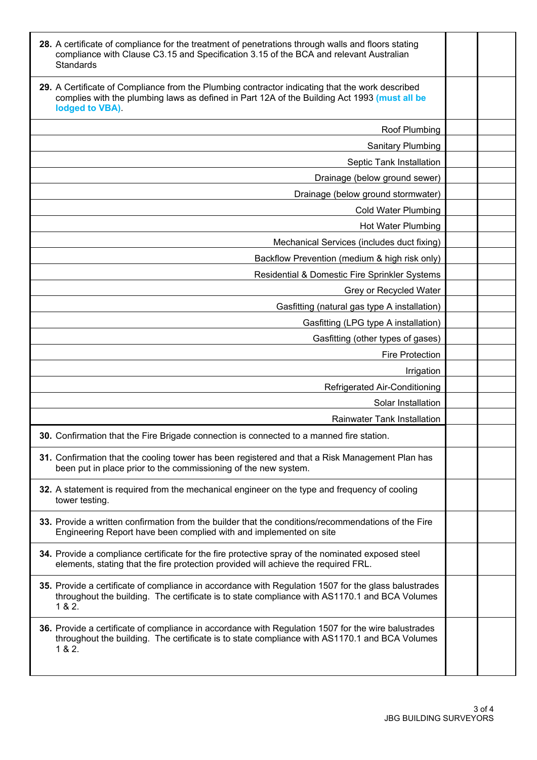| Item | | |
|---|---|---|
| **28.** A certificate of compliance for the treatment of penetrations through walls and floors stating compliance with Clause C3.15 and Specification 3.15 of the BCA and relevant Australian Standards | | |
| **29.** A Certificate of Compliance from the Plumbing contractor indicating that the work described complies with the plumbing laws as defined in Part 12A of the Building Act 1993 **(must all be lodged to VBA)**. | | |
| Roof Plumbing | | |
| Sanitary Plumbing | | |
| Septic Tank Installation | | |
| Drainage (below ground sewer) | | |
| Drainage (below ground stormwater) | | |
| Cold Water Plumbing | | |
| Hot Water Plumbing | | |
| Mechanical Services (includes duct fixing) | | |
| Backflow Prevention (medium & high risk only) | | |
| Residential & Domestic Fire Sprinkler Systems | | |
| Grey or Recycled Water | | |
| Gasfitting (natural gas type A installation) | | |
| Gasfitting (LPG type A installation) | | |
| Gasfitting (other types of gases) | | |
| Fire Protection | | |
| Irrigation | | |
| Refrigerated Air-Conditioning | | |
| Solar Installation | | |
| Rainwater Tank Installation | | |
| **30.** Confirmation that the Fire Brigade connection is connected to a manned fire station. | | |
| **31.** Confirmation that the cooling tower has been registered and that a Risk Management Plan has been put in place prior to the commissioning of the new system. | | |
| **32.** A statement is required from the mechanical engineer on the type and frequency of cooling tower testing. | | |
| **33.** Provide a written confirmation from the builder that the conditions/recommendations of the Fire Engineering Report have been complied with and implemented on site | | |
| **34.** Provide a compliance certificate for the fire protective spray of the nominated exposed steel elements, stating that the fire protection provided will achieve the required FRL. | | |
| **35.** Provide a certificate of compliance in accordance with Regulation 1507 for the glass balustrades throughout the building. The certificate is to state compliance with AS1170.1 and BCA Volumes 1 & 2. | | |
| **36.** Provide a certificate of compliance in accordance with Regulation 1507 for the wire balustrades throughout the building. The certificate is to state compliance with AS1170.1 and BCA Volumes 1 & 2. | | |

JBG BUILDING SURVEYORS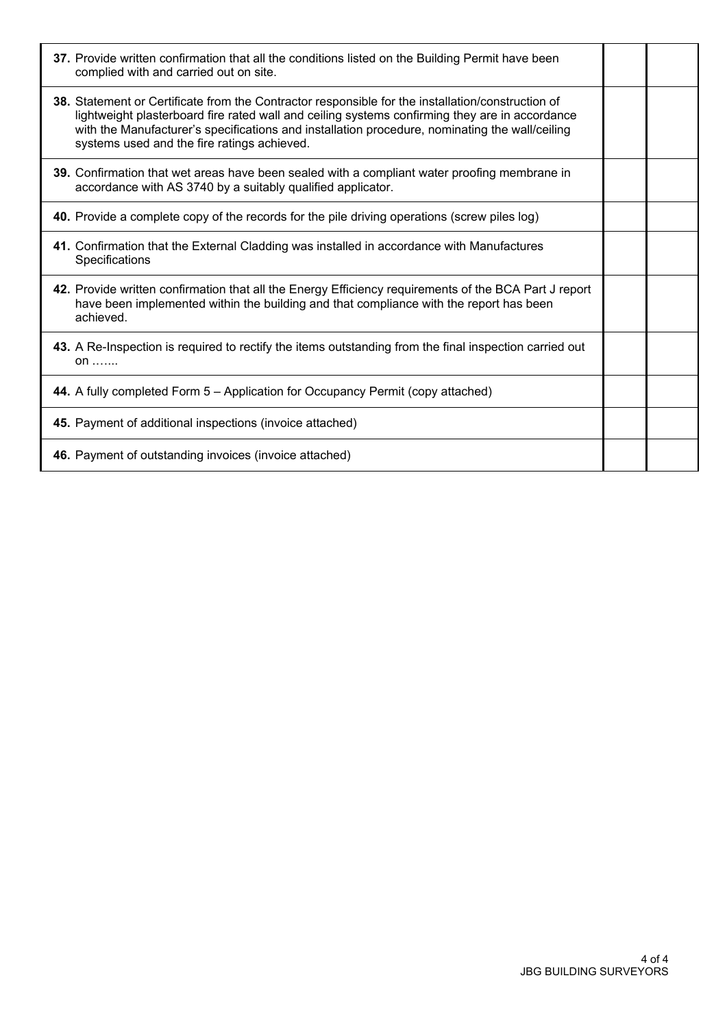| | | |
|---|---|---|
| **37.** Provide written confirmation that all the conditions listed on the Building Permit have been complied with and carried out on site. | | |
| **38.** Statement or Certificate from the Contractor responsible for the installation/construction of lightweight plasterboard fire rated wall and ceiling systems confirming they are in accordance with the Manufacturer's specifications and installation procedure, nominating the wall/ceiling systems used and the fire ratings achieved. | | |
| **39.** Confirmation that wet areas have been sealed with a compliant water proofing membrane in accordance with AS 3740 by a suitably qualified applicator. | | |
| **40.** Provide a complete copy of the records for the pile driving operations (screw piles log) | | |
| **41.** Confirmation that the External Cladding was installed in accordance with Manufactures Specifications | | |
| **42.** Provide written confirmation that all the Energy Efficiency requirements of the BCA Part J report have been implemented within the building and that compliance with the report has been achieved. | | |
| **43.** A Re-Inspection is required to rectify the items outstanding from the final inspection carried out on ……. | | |
| **44.** A fully completed Form 5 – Application for Occupancy Permit (copy attached) | | |
| **45.** Payment of additional inspections (invoice attached) | | |
| **46.** Payment of outstanding invoices (invoice attached) | | |

JBG BUILDING SURVEYORS